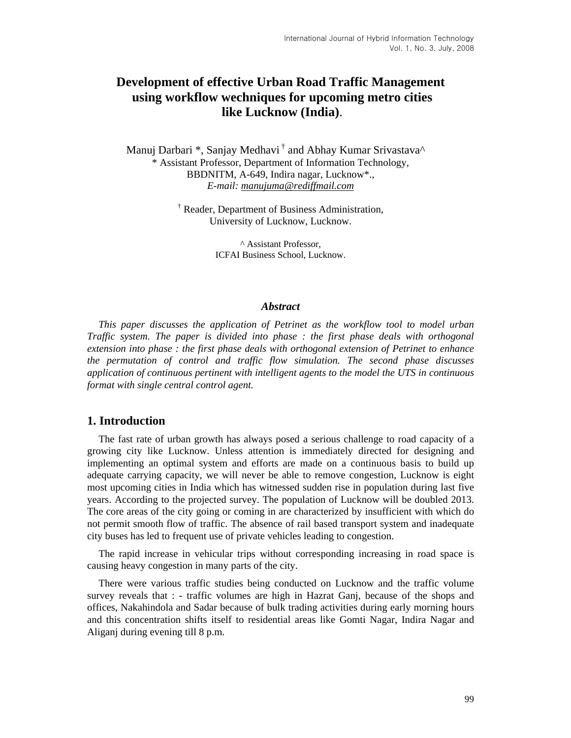# Development of effective Urban Road Traffic Management using workflow wechniques for upcoming metro cities like Lucknow (India).

Manuj Darbari *, Sanjay Medhavi † and Abhay Kumar Srivastava^

\* Assistant Professor, Department of Information Technology, BBDNITM, A-649, Indira nagar, Lucknow*.,
*E-mail: manujuma@rediffmail.com*

† Reader, Department of Business Administration, University of Lucknow, Lucknow.

^ Assistant Professor, ICFAI Business School, Lucknow.

### *Abstract*

*This paper discusses the application of Petrinet as the workflow tool to model urban Traffic system. The paper is divided into phase : the first phase deals with orthogonal extension into phase : the first phase deals with orthogonal extension of Petrinet to enhance the permutation of control and traffic flow simulation. The second phase discusses application of continuous pertinent with intelligent agents to the model the UTS in continuous format with single central control agent.*

## 1. Introduction

The fast rate of urban growth has always posed a serious challenge to road capacity of a growing city like Lucknow. Unless attention is immediately directed for designing and implementing an optimal system and efforts are made on a continuous basis to build up adequate carrying capacity, we will never be able to remove congestion, Lucknow is eight most upcoming cities in India which has witnessed sudden rise in population during last five years. According to the projected survey. The population of Lucknow will be doubled 2013. The core areas of the city going or coming in are characterized by insufficient with which do not permit smooth flow of traffic. The absence of rail based transport system and inadequate city buses has led to frequent use of private vehicles leading to congestion.

The rapid increase in vehicular trips without corresponding increasing in road space is causing heavy congestion in many parts of the city.

There were various traffic studies being conducted on Lucknow and the traffic volume survey reveals that : - traffic volumes are high in Hazrat Ganj, because of the shops and offices, Nakahindola and Sadar because of bulk trading activities during early morning hours and this concentration shifts itself to residential areas like Gomti Nagar, Indira Nagar and Aliganj during evening till 8 p.m.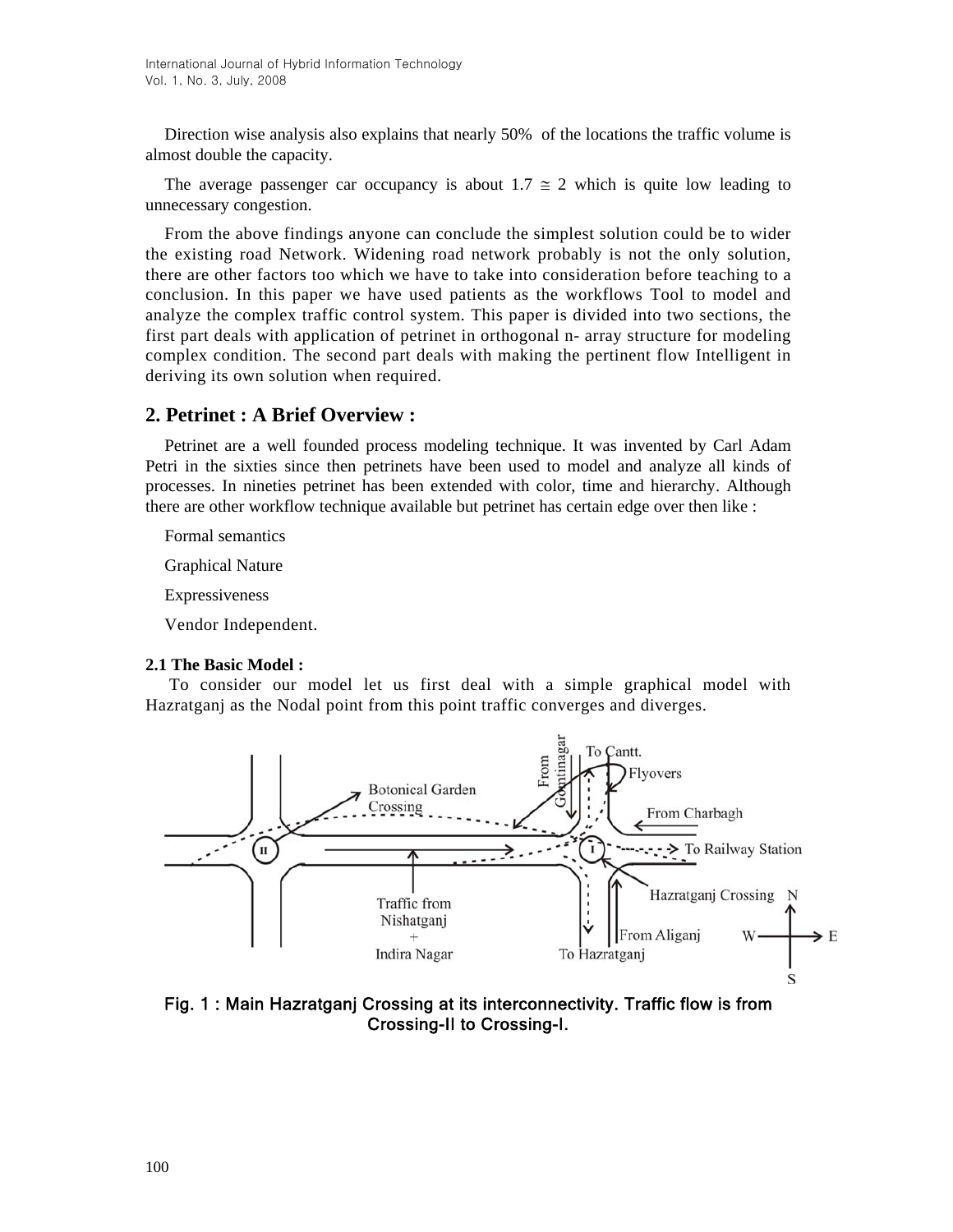Direction wise analysis also explains that nearly 50% of the locations the traffic volume is almost double the capacity.

The average passenger car occupancy is about 1.7 $\cong$ 2 which is quite low leading to unnecessary congestion.

From the above findings anyone can conclude the simplest solution could be to wider the existing road Network. Widening road network probably is not the only solution, there are other factors too which we have to take into consideration before teaching to a conclusion. In this paper we have used patients as the workflows Tool to model and analyze the complex traffic control system. This paper is divided into two sections, the first part deals with application of petrinet in orthogonal n- array structure for modeling complex condition. The second part deals with making the pertinent flow Intelligent in deriving its own solution when required.

## 2. Petrinet : A Brief Overview :

Petrinet are a well founded process modeling technique. It was invented by Carl Adam Petri in the sixties since then petrinets have been used to model and analyze all kinds of processes. In nineties petrinet has been extended with color, time and hierarchy. Although there are other workflow technique available but petrinet has certain edge over then like :

Formal semantics

Graphical Nature

Expressiveness

Vendor Independent.

### 2.1 The Basic Model :

To consider our model let us first deal with a simple graphical model with Hazratganj as the Nodal point from this point traffic converges and diverges.

Fig. 1 : Main Hazratganj Crossing at its interconnectivity. Traffic flow is from Crossing-II to Crossing-I.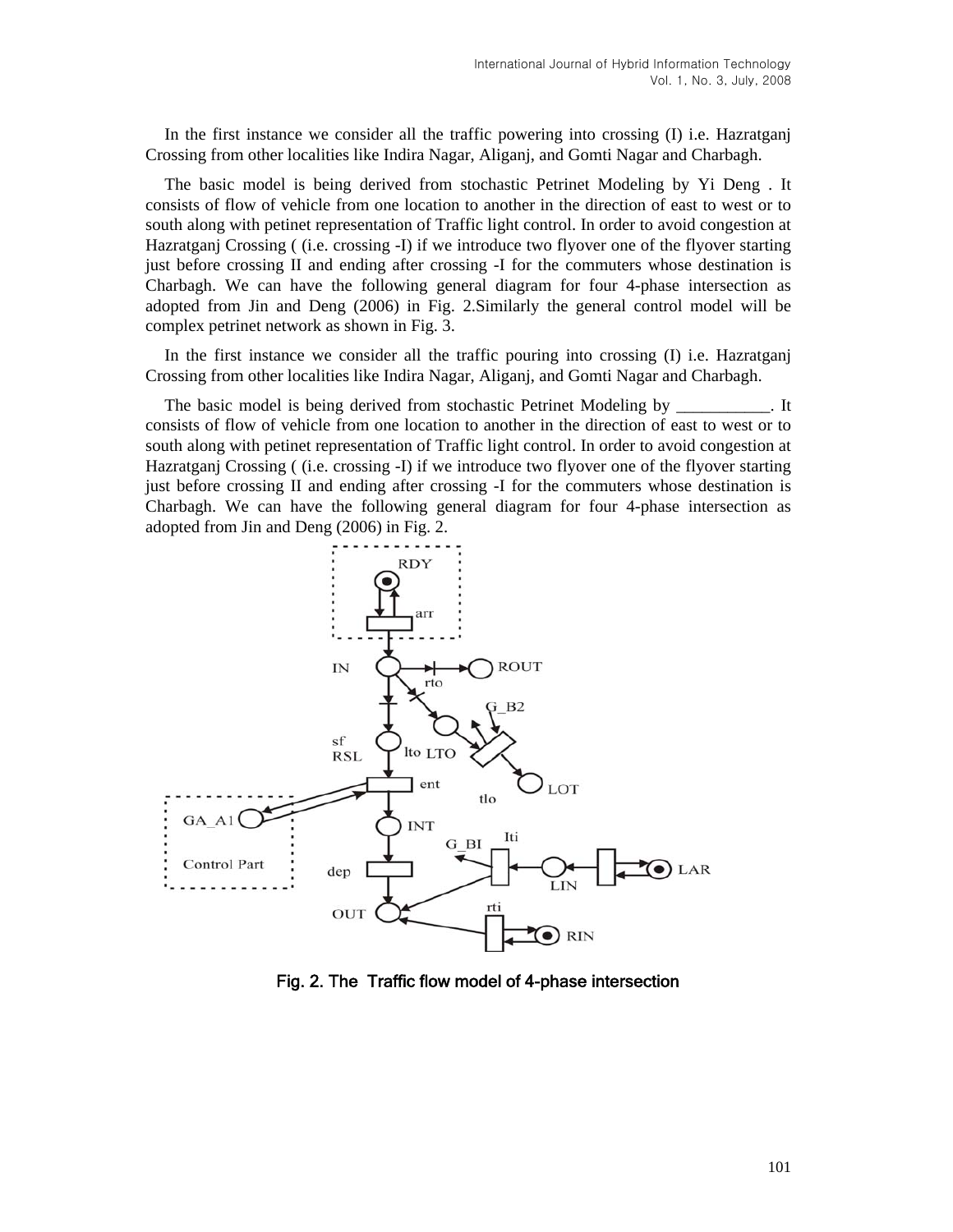In the first instance we consider all the traffic powering into crossing (I) i.e. Hazratganj Crossing from other localities like Indira Nagar, Aliganj, and Gomti Nagar and Charbagh.

The basic model is being derived from stochastic Petrinet Modeling by Yi Deng . It consists of flow of vehicle from one location to another in the direction of east to west or to south along with petinet representation of Traffic light control. In order to avoid congestion at Hazratganj Crossing ( (i.e. crossing -I) if we introduce two flyover one of the flyover starting just before crossing II and ending after crossing -I for the commuters whose destination is Charbagh. We can have the following general diagram for four 4-phase intersection as adopted from Jin and Deng (2006) in Fig. 2.Similarly the general control model will be complex petrinet network as shown in Fig. 3.

In the first instance we consider all the traffic pouring into crossing (I) i.e. Hazratganj Crossing from other localities like Indira Nagar, Aliganj, and Gomti Nagar and Charbagh.

The basic model is being derived from stochastic Petrinet Modeling by ___________. It consists of flow of vehicle from one location to another in the direction of east to west or to south along with petinet representation of Traffic light control. In order to avoid congestion at Hazratganj Crossing ( (i.e. crossing -I) if we introduce two flyover one of the flyover starting just before crossing II and ending after crossing -I for the commuters whose destination is Charbagh. We can have the following general diagram for four 4-phase intersection as adopted from Jin and Deng (2006) in Fig. 2.

Fig. 2. The Traffic flow model of 4-phase intersection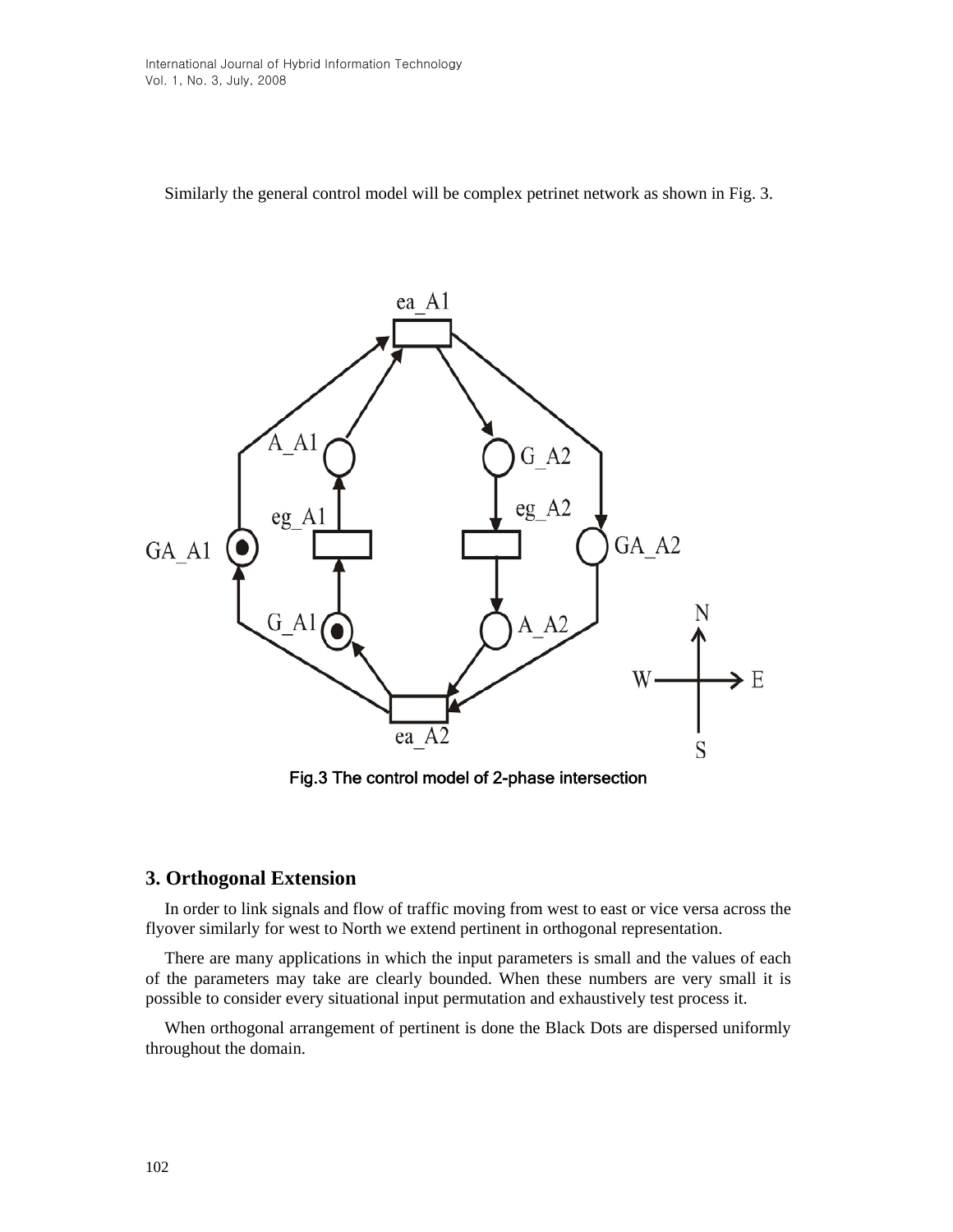Similarly the general control model will be complex petrinet network as shown in Fig. 3.

Fig.3 The control model of 2-phase intersection

## 3. Orthogonal Extension

In order to link signals and flow of traffic moving from west to east or vice versa across the flyover similarly for west to North we extend pertinent in orthogonal representation.

There are many applications in which the input parameters is small and the values of each of the parameters may take are clearly bounded. When these numbers are very small it is possible to consider every situational input permutation and exhaustively test process it.

When orthogonal arrangement of pertinent is done the Black Dots are dispersed uniformly throughout the domain.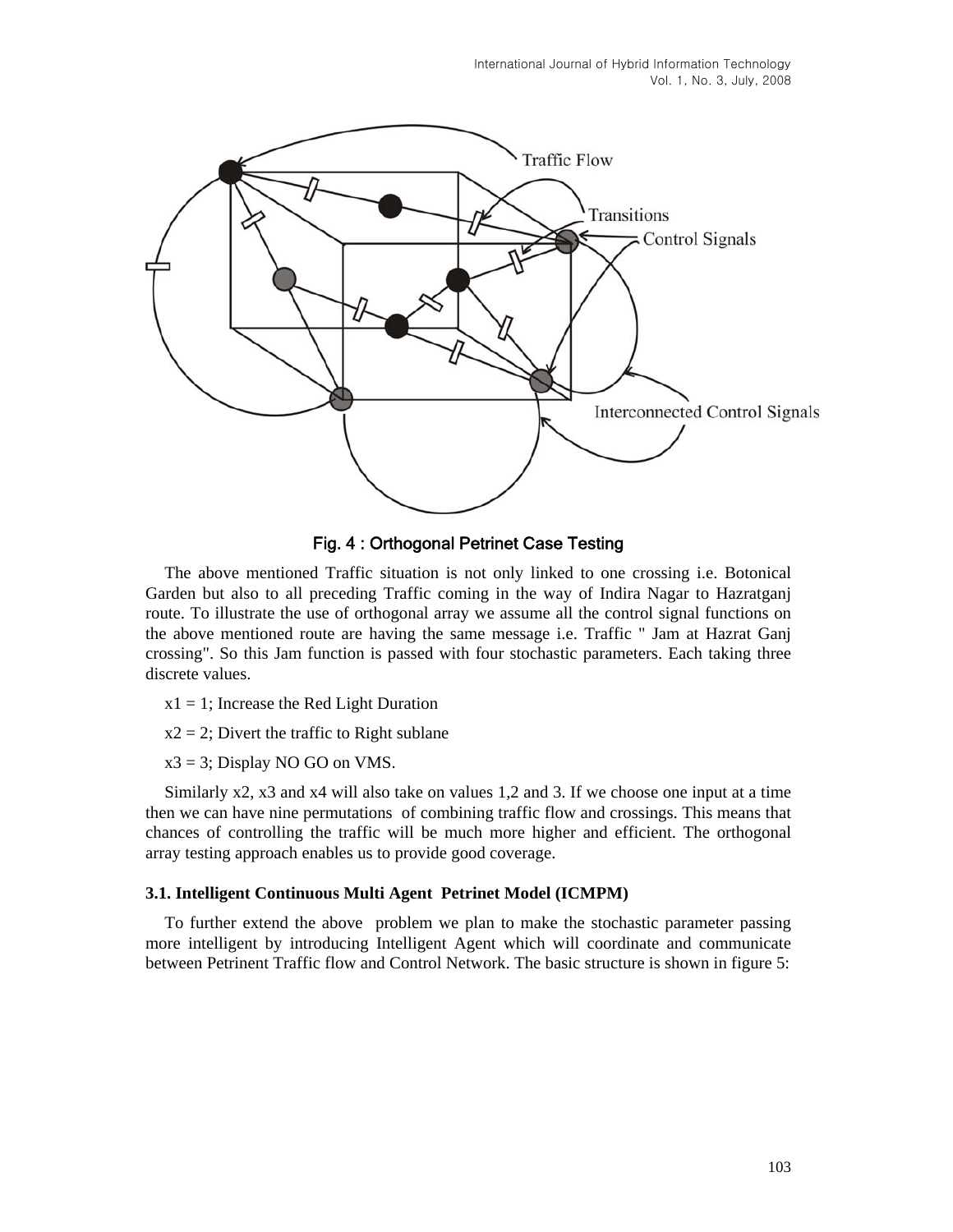Fig. 4 : Orthogonal Petrinet Case Testing

The above mentioned Traffic situation is not only linked to one crossing i.e. Botonical Garden but also to all preceding Traffic coming in the way of Indira Nagar to Hazratganj route. To illustrate the use of orthogonal array we assume all the control signal functions on the above mentioned route are having the same message i.e. Traffic " Jam at Hazrat Ganj crossing". So this Jam function is passed with four stochastic parameters. Each taking three discrete values.

$x1 = 1$; Increase the Red Light Duration

$x2 = 2$; Divert the traffic to Right sublane

$x3 = 3$; Display NO GO on VMS.

Similarly x2, x3 and x4 will also take on values 1,2 and 3. If we choose one input at a time then we can have nine permutations of combining traffic flow and crossings. This means that chances of controlling the traffic will be much more higher and efficient. The orthogonal array testing approach enables us to provide good coverage.

### 3.1. Intelligent Continuous Multi Agent Petrinet Model (ICMPM)

To further extend the above problem we plan to make the stochastic parameter passing more intelligent by introducing Intelligent Agent which will coordinate and communicate between Petrinent Traffic flow and Control Network. The basic structure is shown in figure 5: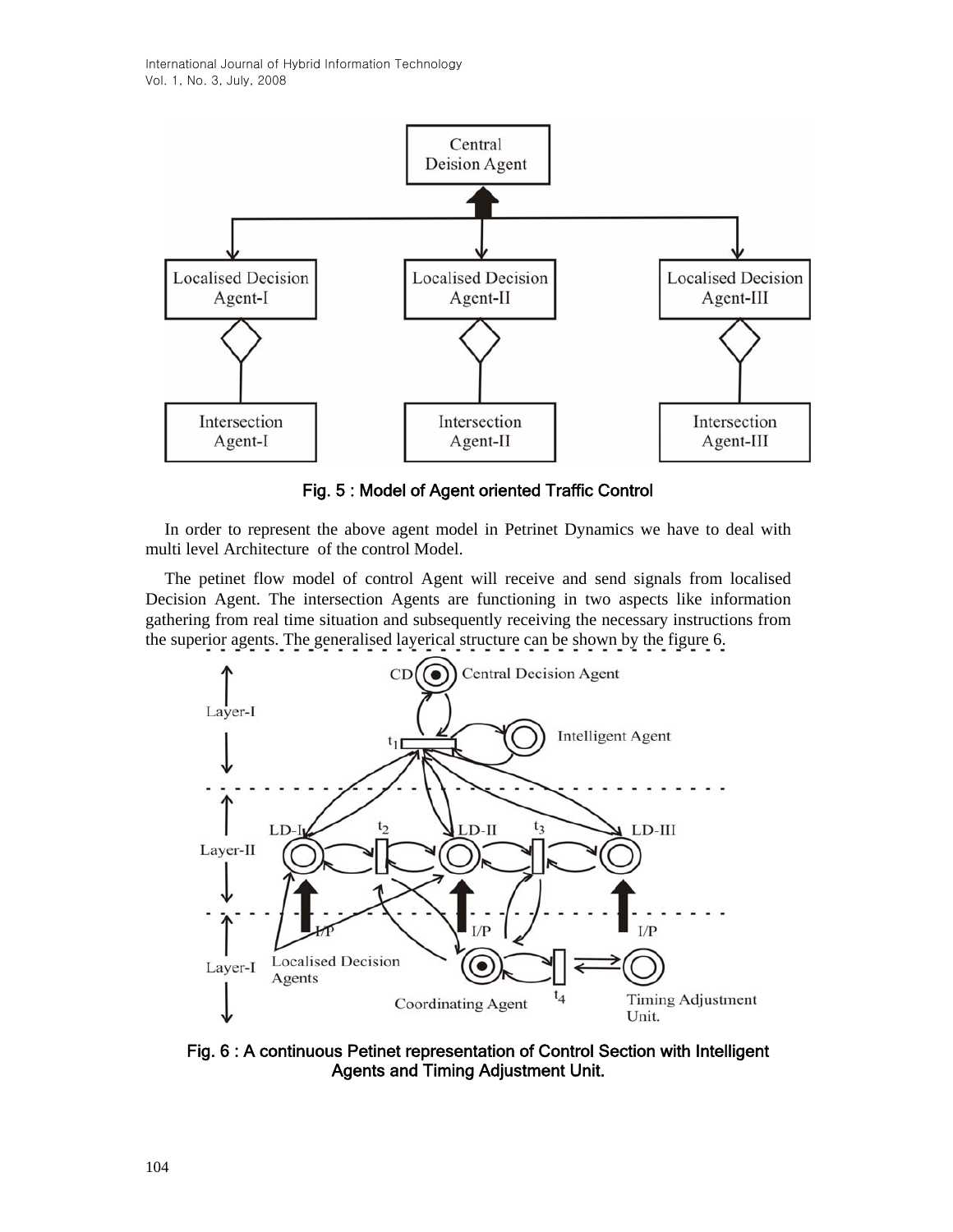Fig. 5 : Model of Agent oriented Traffic Control

In order to represent the above agent model in Petrinet Dynamics we have to deal with multi level Architecture of the control Model.

The petinet flow model of control Agent will receive and send signals from localised Decision Agent. The intersection Agents are functioning in two aspects like information gathering from real time situation and subsequently receiving the necessary instructions from the superior agents. The generalised layerical structure can be shown by the figure 6.

Fig. 6 : A continuous Petinet representation of Control Section with Intelligent Agents and Timing Adjustment Unit.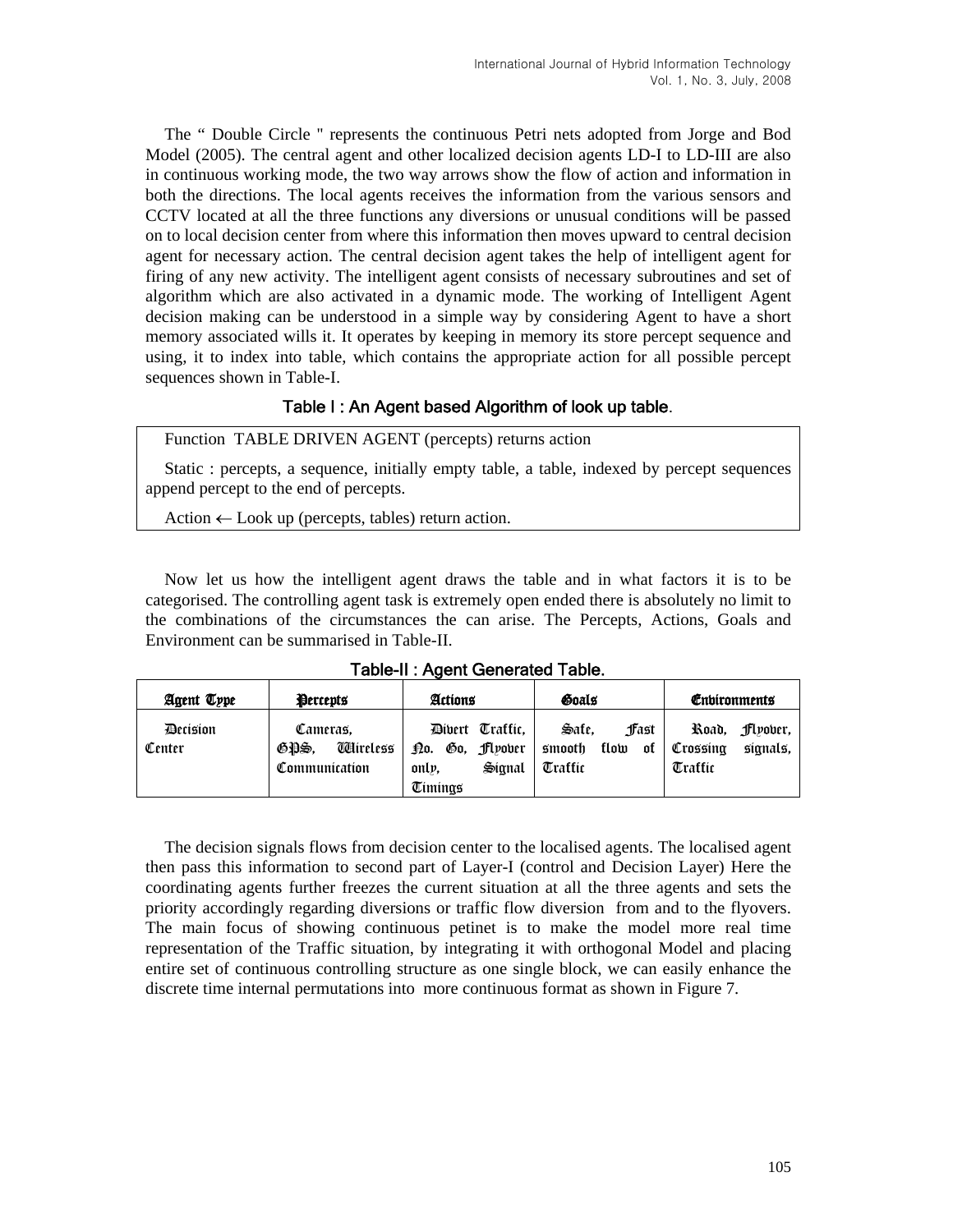The " Double Circle " represents the continuous Petri nets adopted from Jorge and Bod Model (2005). The central agent and other localized decision agents LD-I to LD-III are also in continuous working mode, the two way arrows show the flow of action and information in both the directions. The local agents receives the information from the various sensors and CCTV located at all the three functions any diversions or unusual conditions will be passed on to local decision center from where this information then moves upward to central decision agent for necessary action. The central decision agent takes the help of intelligent agent for firing of any new activity. The intelligent agent consists of necessary subroutines and set of algorithm which are also activated in a dynamic mode. The working of Intelligent Agent decision making can be understood in a simple way by considering Agent to have a short memory associated wills it. It operates by keeping in memory its store percept sequence and using, it to index into table, which contains the appropriate action for all possible percept sequences shown in Table-I.

**Table I : An Agent based Algorithm of look up table.**

| Function TABLE DRIVEN AGENT (percepts) returns action |
|---|
| Static : percepts, a sequence, initially empty table, a table, indexed by percept sequences append percept to the end of percepts. |
| Action ← Look up (percepts, tables) return action. |

Now let us how the intelligent agent draws the table and in what factors it is to be categorised. The controlling agent task is extremely open ended there is absolutely no limit to the combinations of the circumstances the can arise. The Percepts, Actions, Goals and Environment can be summarised in Table-II.

**Table-II : Agent Generated Table.**

| Agent Type | Percepts | Actions | Goals | Environments |
|---|---|---|---|---|
| Decision Center | Cameras, GPS, Wireless Communication | Divert Traffic, No. Go, Flyover only, Signal Timings | Safe, Fast smooth flow of Traffic | Road, Flyover, Crossing signals, Traffic |

The decision signals flows from decision center to the localised agents. The localised agent then pass this information to second part of Layer-I (control and Decision Layer) Here the coordinating agents further freezes the current situation at all the three agents and sets the priority accordingly regarding diversions or traffic flow diversion from and to the flyovers. The main focus of showing continuous petinet is to make the model more real time representation of the Traffic situation, by integrating it with orthogonal Model and placing entire set of continuous controlling structure as one single block, we can easily enhance the discrete time internal permutations into more continuous format as shown in Figure 7.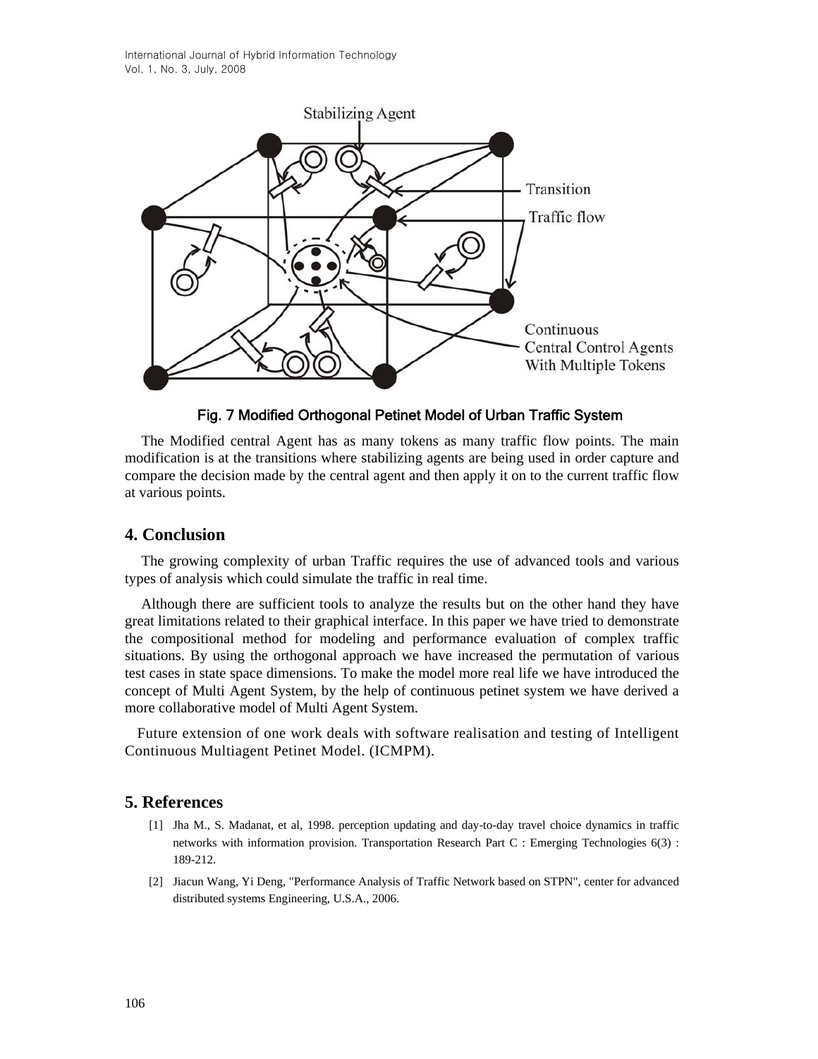Fig. 7 Modified Orthogonal Petinet Model of Urban Traffic System

The Modified central Agent has as many tokens as many traffic flow points. The main modification is at the transitions where stabilizing agents are being used in order capture and compare the decision made by the central agent and then apply it on to the current traffic flow at various points.

## 4. Conclusion

The growing complexity of urban Traffic requires the use of advanced tools and various types of analysis which could simulate the traffic in real time.

Although there are sufficient tools to analyze the results but on the other hand they have great limitations related to their graphical interface. In this paper we have tried to demonstrate the compositional method for modeling and performance evaluation of complex traffic situations. By using the orthogonal approach we have increased the permutation of various test cases in state space dimensions. To make the model more real life we have introduced the concept of Multi Agent System, by the help of continuous petinet system we have derived a more collaborative model of Multi Agent System.

Future extension of one work deals with software realisation and testing of Intelligent Continuous Multiagent Petinet Model. (ICMPM).

## 5. References

[1] Jha M., S. Madanat, et al, 1998. perception updating and day-to-day travel choice dynamics in traffic networks with information provision. Transportation Research Part C : Emerging Technologies 6(3) : 189-212.

[2] Jiacun Wang, Yi Deng, "Performance Analysis of Traffic Network based on STPN", center for advanced distributed systems Engineering, U.S.A., 2006.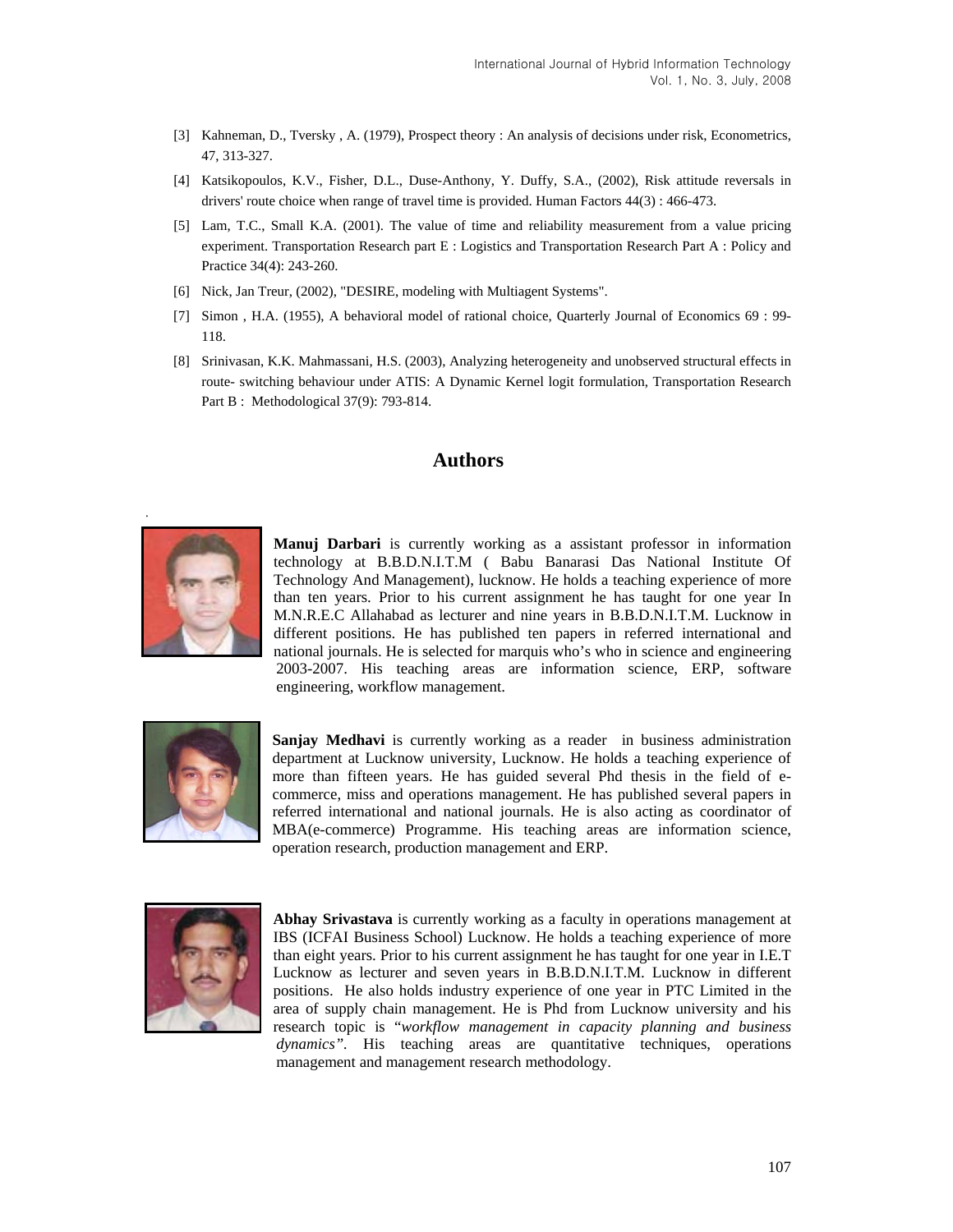[3] Kahneman, D., Tversky , A. (1979), Prospect theory : An analysis of decisions under risk, Econometrics, 47, 313-327.

[4] Katsikopoulos, K.V., Fisher, D.L., Duse-Anthony, Y. Duffy, S.A., (2002), Risk attitude reversals in drivers' route choice when range of travel time is provided. Human Factors 44(3) : 466-473.

[5] Lam, T.C., Small K.A. (2001). The value of time and reliability measurement from a value pricing experiment. Transportation Research part E : Logistics and Transportation Research Part A : Policy and Practice 34(4): 243-260.

[6] Nick, Jan Treur, (2002), "DESIRE, modeling with Multiagent Systems".

[7] Simon , H.A. (1955), A behavioral model of rational choice, Quarterly Journal of Economics 69 : 99-118.

[8] Srinivasan, K.K. Mahmassani, H.S. (2003), Analyzing heterogeneity and unobserved structural effects in route- switching behaviour under ATIS: A Dynamic Kernel logit formulation, Transportation Research Part B : Methodological 37(9): 793-814.

## Authors

**Manuj Darbari** is currently working as a assistant professor in information technology at B.B.D.N.I.T.M ( Babu Banarasi Das National Institute Of Technology And Management), lucknow. He holds a teaching experience of more than ten years. Prior to his current assignment he has taught for one year In M.N.R.E.C Allahabad as lecturer and nine years in B.B.D.N.I.T.M. Lucknow in different positions. He has published ten papers in referred international and national journals. He is selected for marquis who's who in science and engineering 2003-2007. His teaching areas are information science, ERP, software engineering, workflow management.

**Sanjay Medhavi** is currently working as a reader in business administration department at Lucknow university, Lucknow. He holds a teaching experience of more than fifteen years. He has guided several Phd thesis in the field of e-commerce, miss and operations management. He has published several papers in referred international and national journals. He is also acting as coordinator of MBA(e-commerce) Programme. His teaching areas are information science, operation research, production management and ERP.

**Abhay Srivastava** is currently working as a faculty in operations management at IBS (ICFAI Business School) Lucknow. He holds a teaching experience of more than eight years. Prior to his current assignment he has taught for one year in I.E.T Lucknow as lecturer and seven years in B.B.D.N.I.T.M. Lucknow in different positions. He also holds industry experience of one year in PTC Limited in the area of supply chain management. He is Phd from Lucknow university and his research topic is *"workflow management in capacity planning and business dynamics"*. His teaching areas are quantitative techniques, operations management and management research methodology.